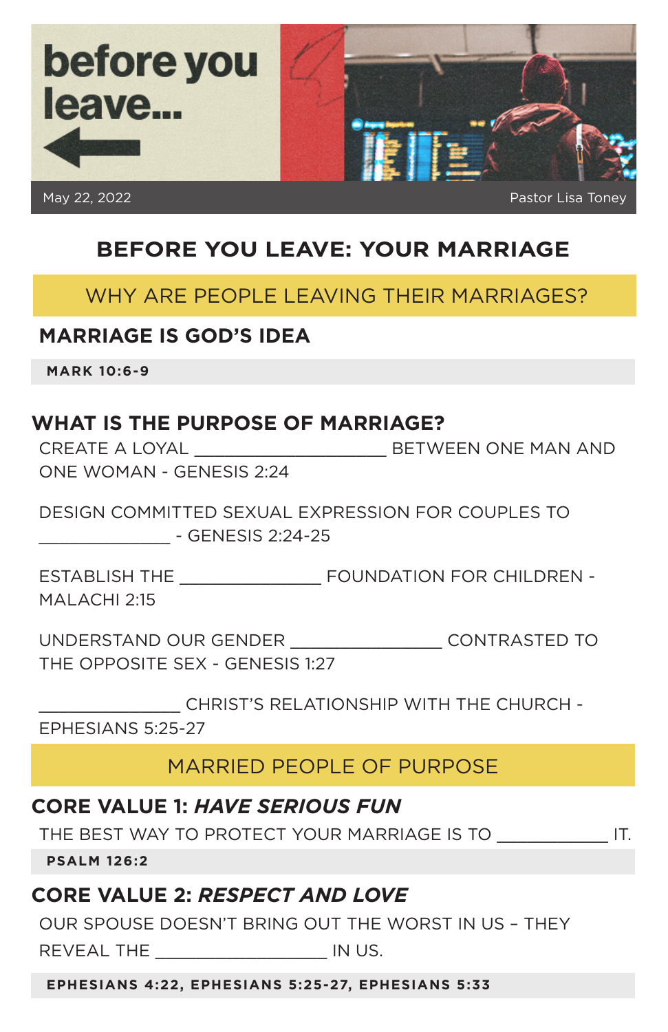# before you leave...

May 22, 2022

Pastor Lisa Toney

## BEFORE YOU LEAVE: YOUR MARRIAGE

### WHY ARE PEOPLE LEAVING THEIR MARRIAGES?

### MARRIAGE IS GOD'S IDEA

**MARK 10:6-9**

### WHAT IS THE PURPOSE OF MARRIAGE?

CREATE A LOYAL ____________________ BETWEEN ONE MAN AND ONE WOMAN - GENESIS 2:24

DESIGN COMMITTED SEXUAL EXPRESSION FOR COUPLES TO ______________ - GENESIS 2:24-25

ESTABLISH THE _______________ FOUNDATION FOR CHILDREN - MALACHI 2:15

UNDERSTAND OUR GENDER ________________ CONTRASTED TO THE OPPOSITE SEX - GENESIS 1:27

_______________ CHRIST'S RELATIONSHIP WITH THE CHURCH - EPHESIANS 5:25-27

### MARRIED PEOPLE OF PURPOSE

### CORE VALUE 1: *HAVE SERIOUS FUN*

THE BEST WAY TO PROTECT YOUR MARRIAGE IS TO ____________ IT.

**PSALM 126:2**

### CORE VALUE 2: *RESPECT AND LOVE*

OUR SPOUSE DOESN'T BRING OUT THE WORST IN US – THEY REVEAL THE __________________ IN US.

**EPHESIANS 4:22, EPHESIANS 5:25-27, EPHESIANS 5:33**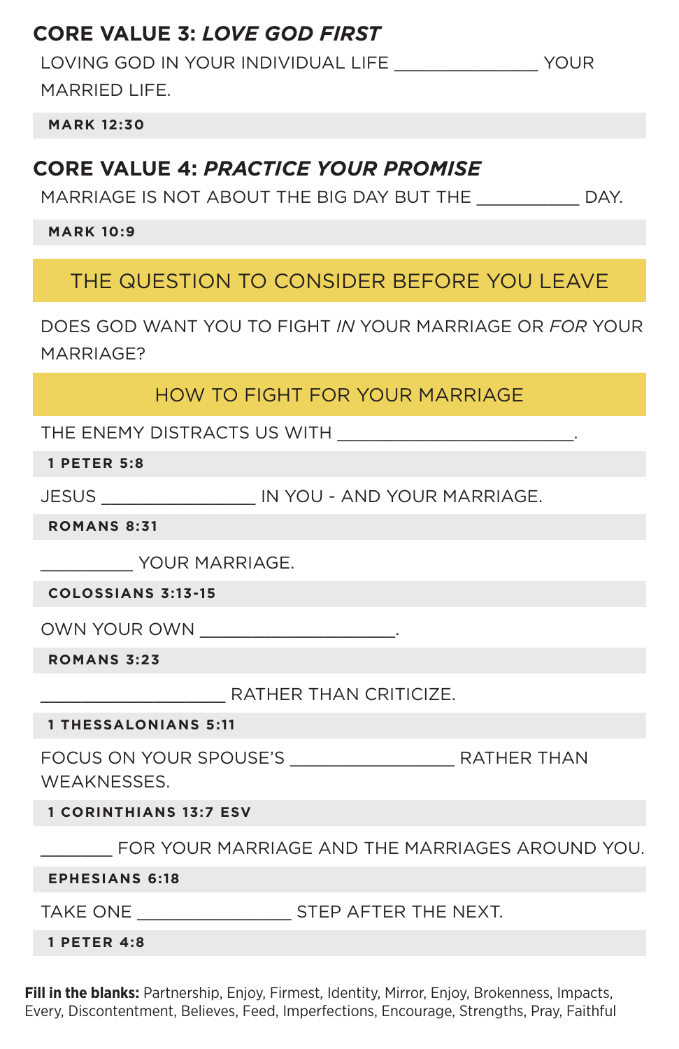## CORE VALUE 3: *LOVE GOD FIRST*

LOVING GOD IN YOUR INDIVIDUAL LIFE _______________ YOUR MARRIED LIFE.

**MARK 12:30**

## CORE VALUE 4: *PRACTICE YOUR PROMISE*

MARRIAGE IS NOT ABOUT THE BIG DAY BUT THE ___________ DAY.

**MARK 10:9**

## THE QUESTION TO CONSIDER BEFORE YOU LEAVE

DOES GOD WANT YOU TO FIGHT *IN* YOUR MARRIAGE OR *FOR* YOUR MARRIAGE?

## HOW TO FIGHT FOR YOUR MARRIAGE

THE ENEMY DISTRACTS US WITH _________________________.

**1 PETER 5:8**

JESUS ________________ IN YOU - AND YOUR MARRIAGE.

**ROMANS 8:31**

__________ YOUR MARRIAGE.

**COLOSSIANS 3:13-15**

OWN YOUR OWN ____________________.

**ROMANS 3:23**

___________________ RATHER THAN CRITICIZE.

**1 THESSALONIANS 5:11**

FOCUS ON YOUR SPOUSE'S _________________ RATHER THAN WEAKNESSES.

**1 CORINTHIANS 13:7 ESV**

________ FOR YOUR MARRIAGE AND THE MARRIAGES AROUND YOU.

**EPHESIANS 6:18**

TAKE ONE ________________ STEP AFTER THE NEXT.

**1 PETER 4:8**

**Fill in the blanks:** Partnership, Enjoy, Firmest, Identity, Mirror, Enjoy, Brokenness, Impacts, Every, Discontentment, Believes, Feed, Imperfections, Encourage, Strengths, Pray, Faithful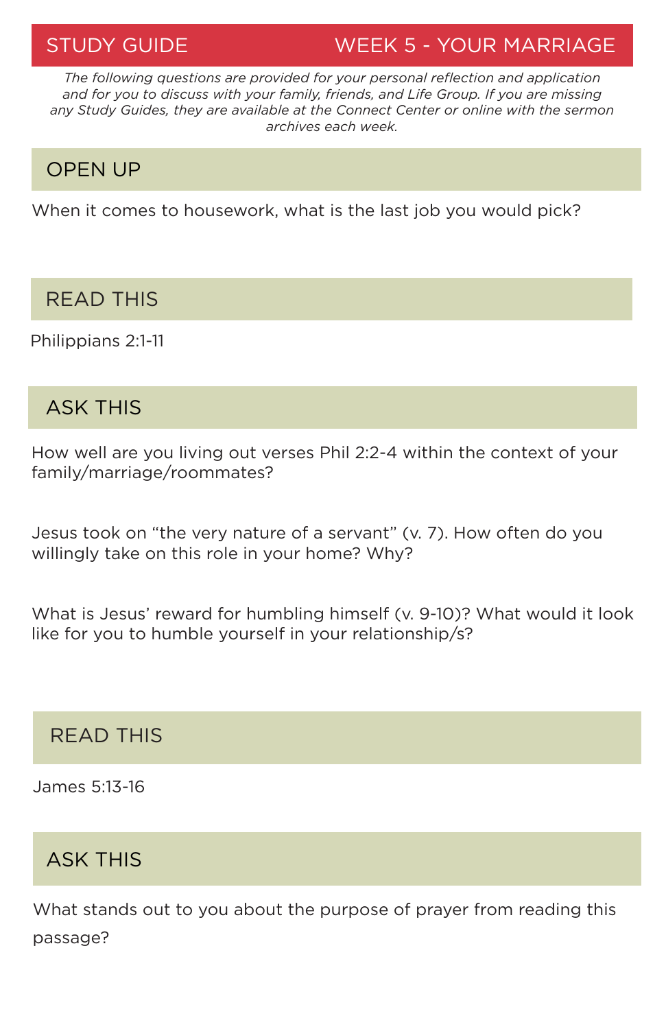# STUDY GUIDE — WEEK 5 - YOUR MARRIAGE

*The following questions are provided for your personal reflection and application and for you to discuss with your family, friends, and Life Group. If you are missing any Study Guides, they are available at the Connect Center or online with the sermon archives each week.*

## OPEN UP

When it comes to housework, what is the last job you would pick?

## READ THIS

Philippians 2:1-11

## ASK THIS

How well are you living out verses Phil 2:2-4 within the context of your family/marriage/roommates?

Jesus took on "the very nature of a servant" (v. 7). How often do you willingly take on this role in your home? Why?

What is Jesus' reward for humbling himself (v. 9-10)? What would it look like for you to humble yourself in your relationship/s?

## READ THIS

James 5:13-16

## ASK THIS

What stands out to you about the purpose of prayer from reading this passage?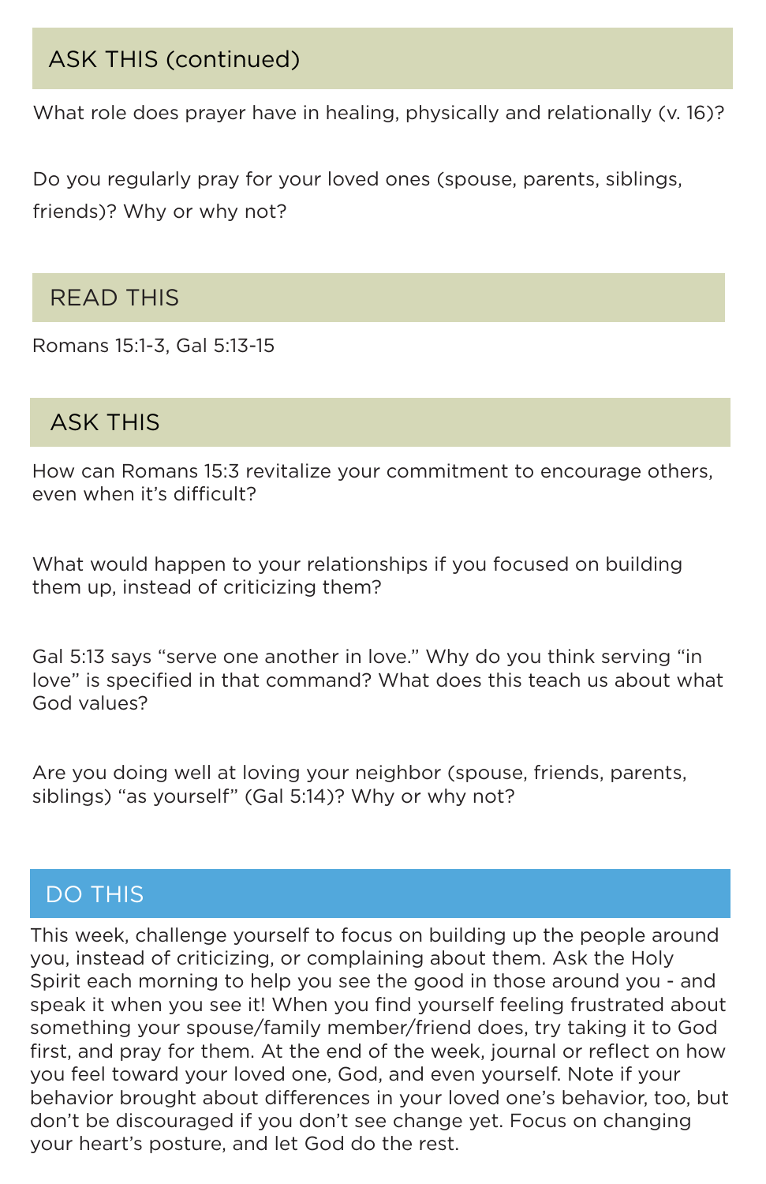## ASK THIS (continued)

What role does prayer have in healing, physically and relationally (v. 16)?

Do you regularly pray for your loved ones (spouse, parents, siblings, friends)? Why or why not?

## READ THIS

Romans 15:1-3, Gal 5:13-15

## ASK THIS

How can Romans 15:3 revitalize your commitment to encourage others, even when it's difficult?

What would happen to your relationships if you focused on building them up, instead of criticizing them?

Gal 5:13 says "serve one another in love." Why do you think serving "in love" is specified in that command? What does this teach us about what God values?

Are you doing well at loving your neighbor (spouse, friends, parents, siblings) "as yourself" (Gal 5:14)? Why or why not?

## DO THIS

This week, challenge yourself to focus on building up the people around you, instead of criticizing, or complaining about them. Ask the Holy Spirit each morning to help you see the good in those around you - and speak it when you see it! When you find yourself feeling frustrated about something your spouse/family member/friend does, try taking it to God first, and pray for them. At the end of the week, journal or reflect on how you feel toward your loved one, God, and even yourself. Note if your behavior brought about differences in your loved one's behavior, too, but don't be discouraged if you don't see change yet. Focus on changing your heart's posture, and let God do the rest.